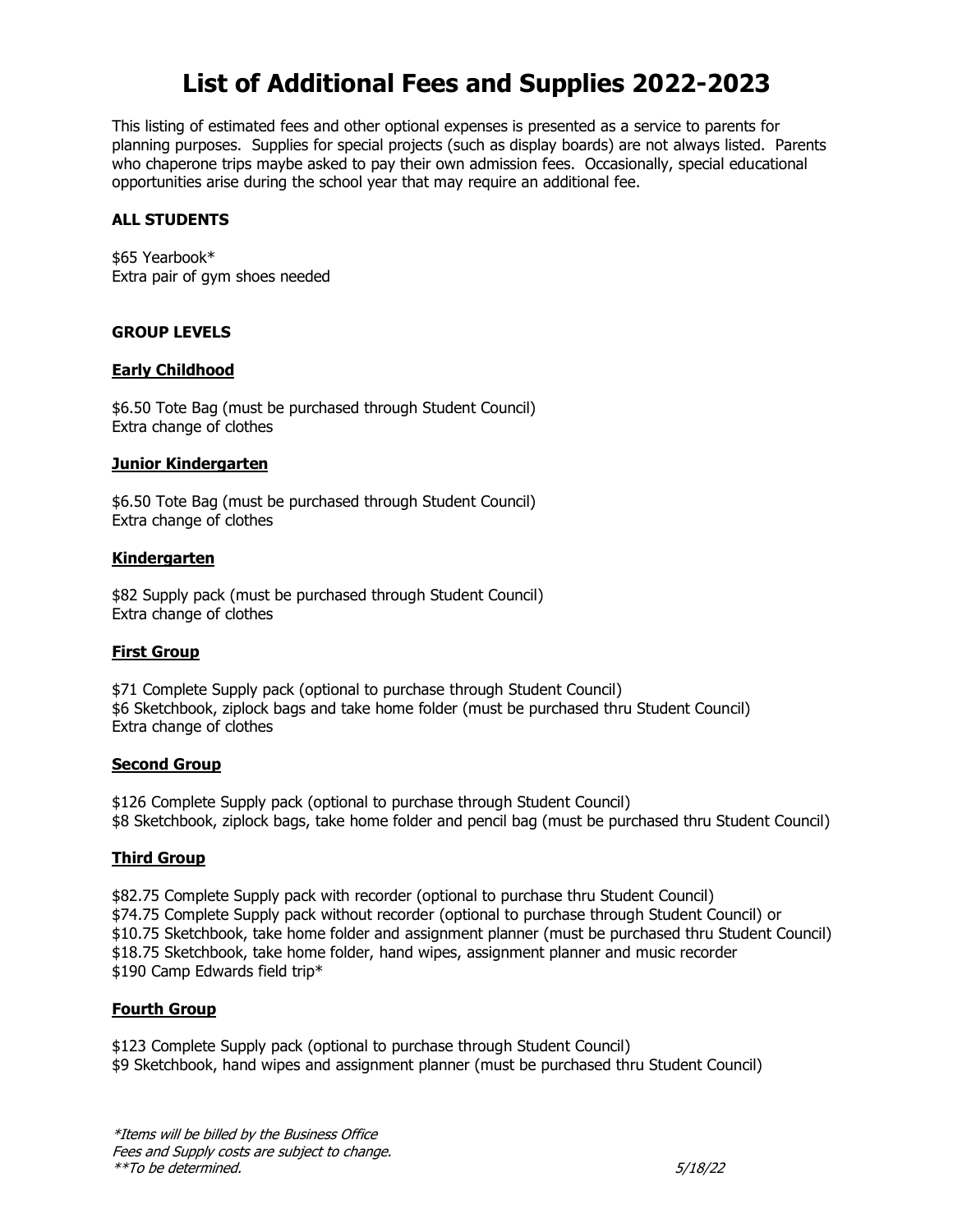# List of Additional Fees and Supplies 2022-2023

This listing of estimated fees and other optional expenses is presented as a service to parents for planning purposes. Supplies for special projects (such as display boards) are not always listed. Parents who chaperone trips maybe asked to pay their own admission fees. Occasionally, special educational opportunities arise during the school year that may require an additional fee.

**ALL STUDENTS**

$65 Yearbook*
Extra pair of gym shoes needed

**GROUP LEVELS**

**Early Childhood**

$6.50 Tote Bag (must be purchased through Student Council)
Extra change of clothes

**Junior Kindergarten**

$6.50 Tote Bag (must be purchased through Student Council)
Extra change of clothes

**Kindergarten**

$82 Supply pack (must be purchased through Student Council)
Extra change of clothes

**First Group**

$71 Complete Supply pack (optional to purchase through Student Council)
$6 Sketchbook, ziplock bags and take home folder (must be purchased thru Student Council)
Extra change of clothes

**Second Group**

$126 Complete Supply pack (optional to purchase through Student Council)
$8 Sketchbook, ziplock bags, take home folder and pencil bag (must be purchased thru Student Council)

**Third Group**

$82.75 Complete Supply pack with recorder (optional to purchase thru Student Council)
$74.75 Complete Supply pack without recorder (optional to purchase through Student Council) or
$10.75 Sketchbook, take home folder and assignment planner (must be purchased thru Student Council)
$18.75 Sketchbook, take home folder, hand wipes, assignment planner and music recorder
$190 Camp Edwards field trip*

**Fourth Group**

$123 Complete Supply pack (optional to purchase through Student Council)
$9 Sketchbook, hand wipes and assignment planner (must be purchased thru Student Council)

*\*Items will be billed by the Business Office*
*Fees and Supply costs are subject to change.*
*\*\*To be determined.*

*5/18/22*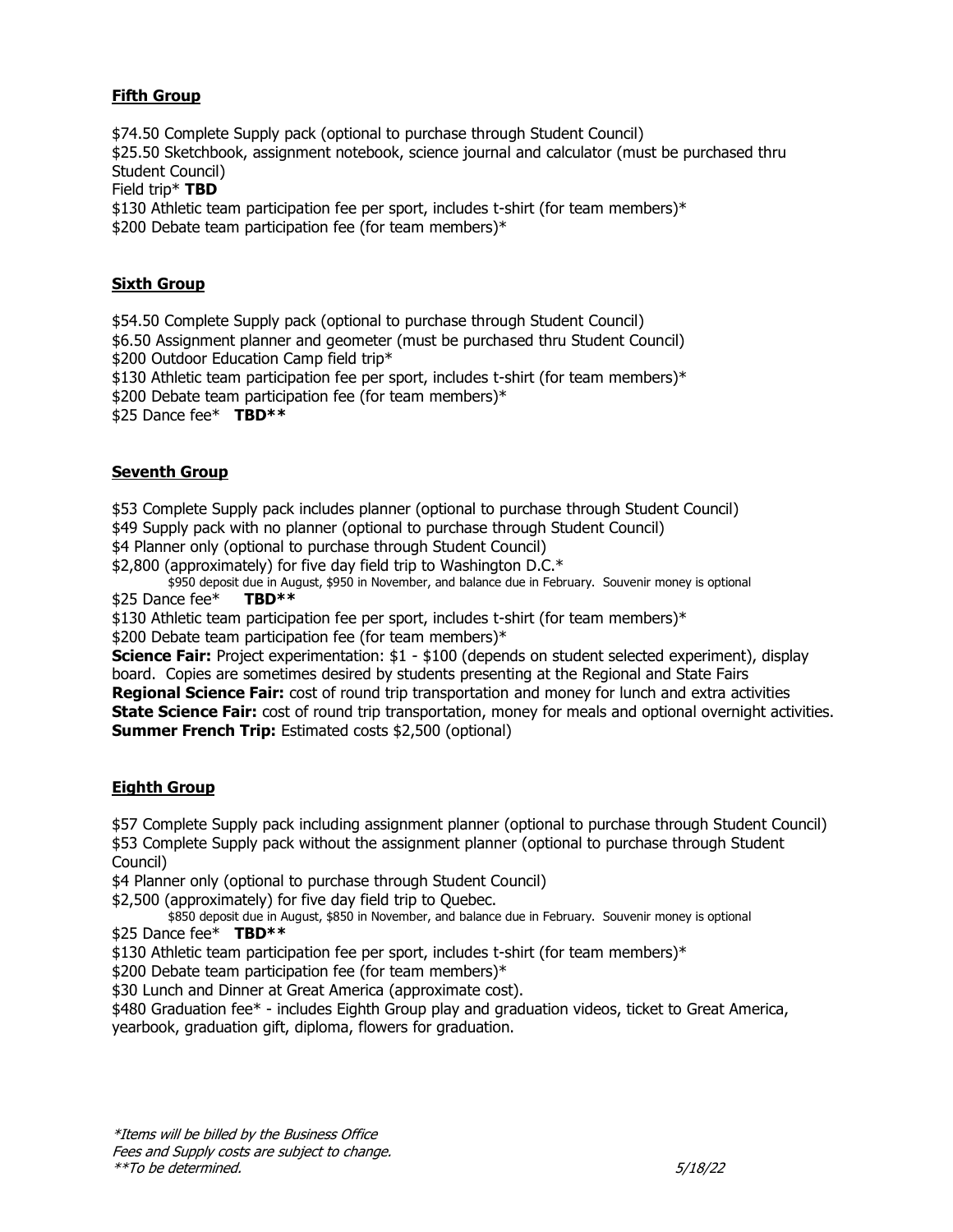**Fifth Group**

$74.50 Complete Supply pack (optional to purchase through Student Council)
$25.50 Sketchbook, assignment notebook, science journal and calculator (must be purchased thru Student Council)
Field trip* **TBD**
$130 Athletic team participation fee per sport, includes t-shirt (for team members)*
$200 Debate team participation fee (for team members)*

**Sixth Group**

$54.50 Complete Supply pack (optional to purchase through Student Council)
$6.50 Assignment planner and geometer (must be purchased thru Student Council)
$200 Outdoor Education Camp field trip*
$130 Athletic team participation fee per sport, includes t-shirt (for team members)*
$200 Debate team participation fee (for team members)*
$25 Dance fee* **TBD****

**Seventh Group**

$53 Complete Supply pack includes planner (optional to purchase through Student Council)
$49 Supply pack with no planner (optional to purchase through Student Council)
$4 Planner only (optional to purchase through Student Council)
$2,800 (approximately) for five day field trip to Washington D.C.*
$950 deposit due in August, $950 in November, and balance due in February. Souvenir money is optional
$25 Dance fee* **TBD****
$130 Athletic team participation fee per sport, includes t-shirt (for team members)*
$200 Debate team participation fee (for team members)*
**Science Fair:** Project experimentation: $1 - $100 (depends on student selected experiment), display board. Copies are sometimes desired by students presenting at the Regional and State Fairs
**Regional Science Fair:** cost of round trip transportation and money for lunch and extra activities
**State Science Fair:** cost of round trip transportation, money for meals and optional overnight activities.
**Summer French Trip:** Estimated costs $2,500 (optional)

**Eighth Group**

$57 Complete Supply pack including assignment planner (optional to purchase through Student Council)
$53 Complete Supply pack without the assignment planner (optional to purchase through Student Council)
$4 Planner only (optional to purchase through Student Council)
$2,500 (approximately) for five day field trip to Quebec.
$850 deposit due in August, $850 in November, and balance due in February. Souvenir money is optional
$25 Dance fee* **TBD****
$130 Athletic team participation fee per sport, includes t-shirt (for team members)*
$200 Debate team participation fee (for team members)*
$30 Lunch and Dinner at Great America (approximate cost).
$480 Graduation fee* - includes Eighth Group play and graduation videos, ticket to Great America, yearbook, graduation gift, diploma, flowers for graduation.

*\*Items will be billed by the Business Office*
*Fees and Supply costs are subject to change.*
*\*\*To be determined.*

*5/18/22*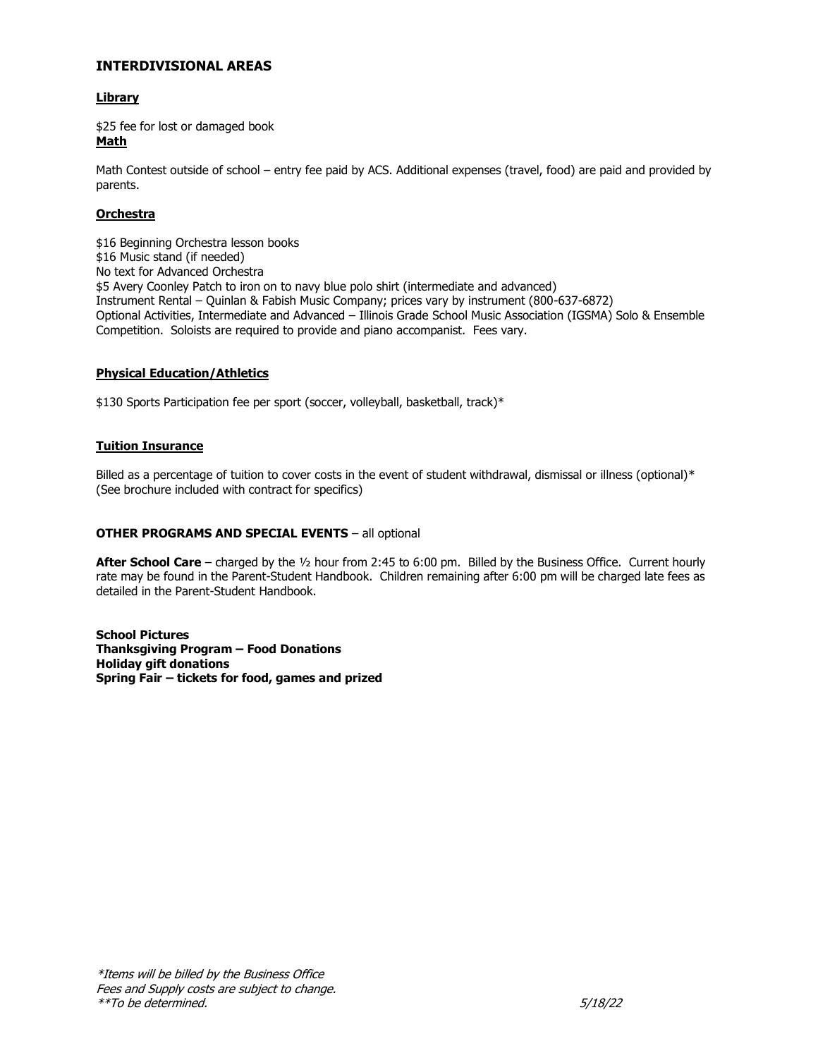## INTERDIVISIONAL AREAS

**Library**

$25 fee for lost or damaged book

**Math**

Math Contest outside of school – entry fee paid by ACS. Additional expenses (travel, food) are paid and provided by parents.

**Orchestra**

$16 Beginning Orchestra lesson books
$16 Music stand (if needed)
No text for Advanced Orchestra
$5 Avery Coonley Patch to iron on to navy blue polo shirt (intermediate and advanced)
Instrument Rental – Quinlan & Fabish Music Company; prices vary by instrument (800-637-6872)
Optional Activities, Intermediate and Advanced – Illinois Grade School Music Association (IGSMA) Solo & Ensemble Competition. Soloists are required to provide and piano accompanist. Fees vary.

**Physical Education/Athletics**

$130 Sports Participation fee per sport (soccer, volleyball, basketball, track)*

**Tuition Insurance**

Billed as a percentage of tuition to cover costs in the event of student withdrawal, dismissal or illness (optional)*
(See brochure included with contract for specifics)

**OTHER PROGRAMS AND SPECIAL EVENTS** – all optional

**After School Care** – charged by the ½ hour from 2:45 to 6:00 pm. Billed by the Business Office. Current hourly rate may be found in the Parent-Student Handbook. Children remaining after 6:00 pm will be charged late fees as detailed in the Parent-Student Handbook.

**School Pictures**
**Thanksgiving Program – Food Donations**
**Holiday gift donations**
**Spring Fair – tickets for food, games and prized**

*\*Items will be billed by the Business Office*
*Fees and Supply costs are subject to change.*
*\*\*To be determined.*

*5/18/22*